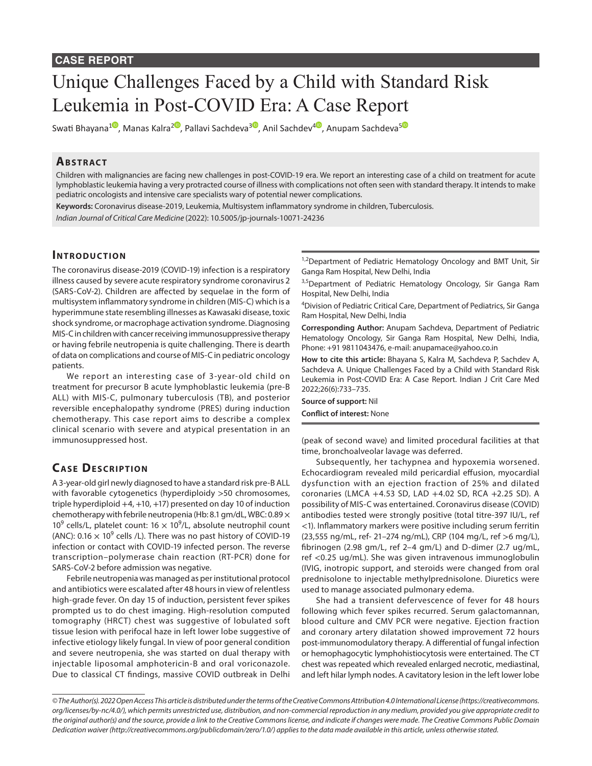CASE REPORT

# Unique Challenges Faced by a Child with Standard Risk Leukemia in Post-COVID Era: A Case Report

Swati Bhayana[1], Manas Kalra[2], Pallavi Sachdeva[3], Anil Sachdev[4], Anupam Sachdeva[5]

## Abstract

Children with malignancies are facing new challenges in post-COVID-19 era. We report an interesting case of a child on treatment for acute lymphoblastic leukemia having a very protracted course of illness with complications not often seen with standard therapy. It intends to make pediatric oncologists and intensive care specialists wary of potential newer complications.

**Keywords:** Coronavirus disease-2019, Leukemia, Multisystem inflammatory syndrome in children, Tuberculosis.

*Indian Journal of Critical Care Medicine* (2022): 10.5005/jp-journals-10071-24236

## Introduction

The coronavirus disease-2019 (COVID-19) infection is a respiratory illness caused by severe acute respiratory syndrome coronavirus 2 (SARS-CoV-2). Children are affected by sequelae in the form of multisystem inflammatory syndrome in children (MIS-C) which is a hyperimmune state resembling illnesses as Kawasaki disease, toxic shock syndrome, or macrophage activation syndrome. Diagnosing MIS-C in children with cancer receiving immunosuppressive therapy or having febrile neutropenia is quite challenging. There is dearth of data on complications and course of MIS-C in pediatric oncology patients.

We report an interesting case of 3-year-old child on treatment for precursor B acute lymphoblastic leukemia (pre-B ALL) with MIS-C, pulmonary tuberculosis (TB), and posterior reversible encephalopathy syndrome (PRES) during induction chemotherapy. This case report aims to describe a complex clinical scenario with severe and atypical presentation in an immunosuppressed host.

## Case Description

A 3-year-old girl newly diagnosed to have a standard risk pre-B ALL with favorable cytogenetics (hyperdiploidy >50 chromosomes, triple hyperdiploid +4, +10, +17) presented on day 10 of induction chemotherapy with febrile neutropenia (Hb: 8.1 gm/dL, WBC: $0.89 \times 10^9$ cells/L, platelet count: $16 \times 10^9$/L, absolute neutrophil count (ANC): $0.16 \times 10^9$ cells /L). There was no past history of COVID-19 infection or contact with COVID-19 infected person. The reverse transcription–polymerase chain reaction (RT-PCR) done for SARS-CoV-2 before admission was negative.

Febrile neutropenia was managed as per institutional protocol and antibiotics were escalated after 48 hours in view of relentless high-grade fever. On day 15 of induction, persistent fever spikes prompted us to do chest imaging. High-resolution computed tomography (HRCT) chest was suggestive of lobulated soft tissue lesion with perifocal haze in left lower lobe suggestive of infective etiology likely fungal. In view of poor general condition and severe neutropenia, she was started on dual therapy with injectable liposomal amphotericin-B and oral voriconazole. Due to classical CT findings, massive COVID outbreak in Delhi (peak of second wave) and limited procedural facilities at that time, bronchoalveolar lavage was deferred.

Subsequently, her tachypnea and hypoxemia worsened. Echocardiogram revealed mild pericardial effusion, myocardial dysfunction with an ejection fraction of 25% and dilated coronaries (LMCA +4.53 SD, LAD +4.02 SD, RCA +2.25 SD). A possibility of MIS-C was entertained. Coronavirus disease (COVID) antibodies tested were strongly positive (total titre-397 IU/L, ref <1). Inflammatory markers were positive including serum ferritin (23,555 ng/mL, ref- 21–274 ng/mL), CRP (104 mg/L, ref >6 mg/L), fibrinogen (2.98 gm/L, ref 2–4 gm/L) and D-dimer (2.7 ug/mL, ref <0.25 ug/mL). She was given intravenous immunoglobulin (IVIG, inotropic support, and steroids were changed from oral prednisolone to injectable methylprednisolone. Diuretics were used to manage associated pulmonary edema.

She had a transient defervescence of fever for 48 hours following which fever spikes recurred. Serum galactomannan, blood culture and CMV PCR were negative. Ejection fraction and coronary artery dilatation showed improvement 72 hours post-immunomodulatory therapy. A differential of fungal infection or hemophagocytic lymphohistiocytosis were entertained. The CT chest was repeated which revealed enlarged necrotic, mediastinal, and left hilar lymph nodes. A cavitatory lesion in the left lower lobe

---

[1,2]Department of Pediatric Hematology Oncology and BMT Unit, Sir Ganga Ram Hospital, New Delhi, India

[3,5]Department of Pediatric Hematology Oncology, Sir Ganga Ram Hospital, New Delhi, India

[4]Division of Pediatric Critical Care, Department of Pediatrics, Sir Ganga Ram Hospital, New Delhi, India

**Corresponding Author:** Anupam Sachdeva, Department of Pediatric Hematology Oncology, Sir Ganga Ram Hospital, New Delhi, India, Phone: +91 9811043476, e-mail: anupamace@yahoo.co.in

**How to cite this article:** Bhayana S, Kalra M, Sachdeva P, Sachdev A, Sachdeva A. Unique Challenges Faced by a Child with Standard Risk Leukemia in Post-COVID Era: A Case Report. Indian J Crit Care Med 2022;26(6):733–735.

**Source of support:** Nil

**Conflict of interest:** None

---

*© The Author(s). 2022 Open Access This article is distributed under the terms of the Creative Commons Attribution 4.0 International License (https://creativecommons.org/licenses/by-nc/4.0/), which permits unrestricted use, distribution, and non-commercial reproduction in any medium, provided you give appropriate credit to the original author(s) and the source, provide a link to the Creative Commons license, and indicate if changes were made. The Creative Commons Public Domain Dedication waiver (http://creativecommons.org/publicdomain/zero/1.0/) applies to the data made available in this article, unless otherwise stated.*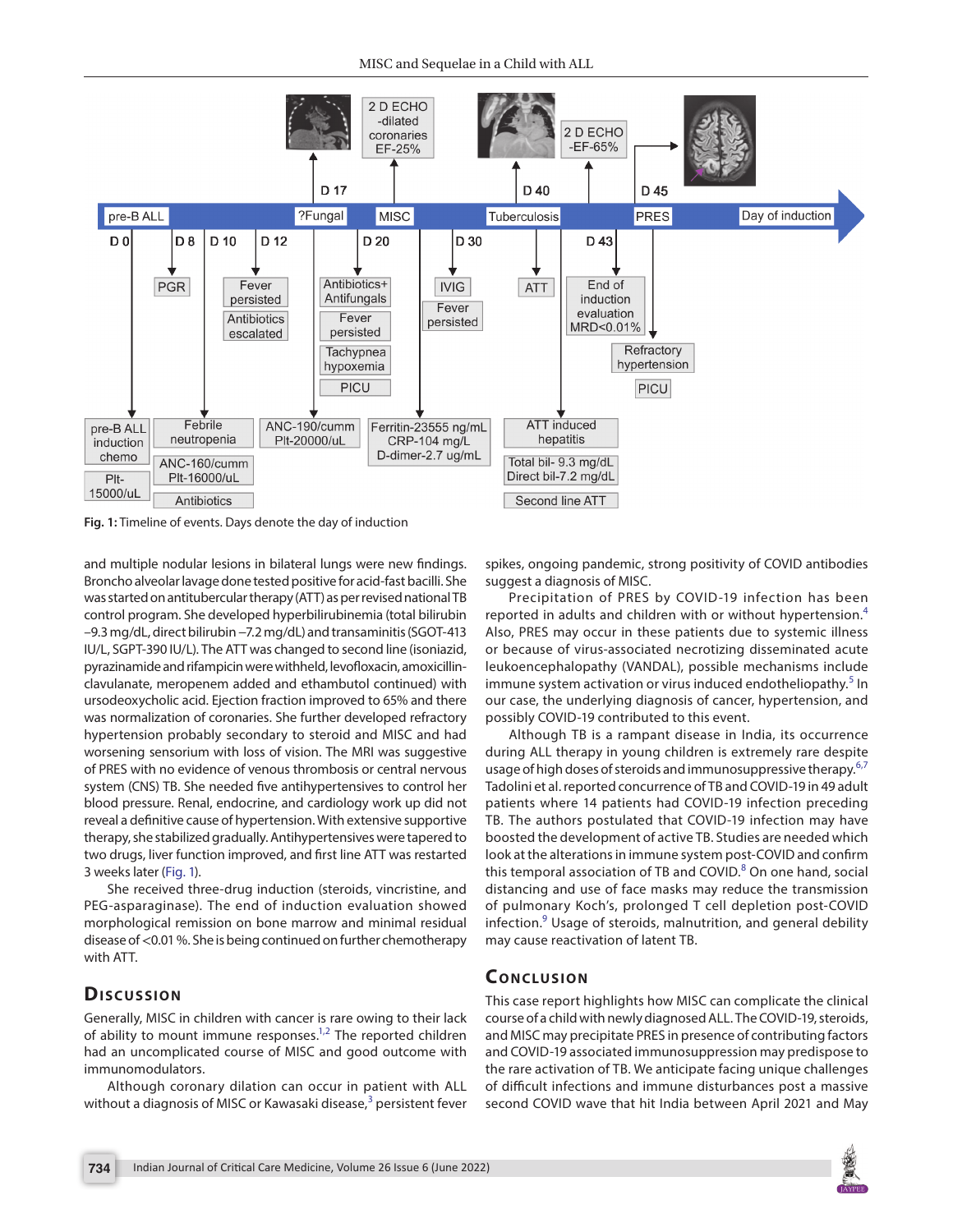Fig. 1: Timeline of events. Days denote the day of induction

and multiple nodular lesions in bilateral lungs were new findings. Bronchoalveolar lavage done tested positive for acid-fast bacilli. She was started on antitubercular therapy (ATT) as per revised national TB control program. She developed hyperbilirubinemia (total bilirubin –9.3 mg/dL, direct bilirubin –7.2 mg/dL) and transaminitis (SGOT-413 IU/L, SGPT-390 IU/L). The ATT was changed to second line (isoniazid, pyrazinamide and rifampicin were withheld, levofloxacin, amoxicillin-clavulanate, meropenem added and ethambutol continued) with ursodeoxycholic acid. Ejection fraction improved to 65% and there was normalization of coronaries. She further developed refractory hypertension probably secondary to steroid and MISC and had worsening sensorium with loss of vision. The MRI was suggestive of PRES with no evidence of venous thrombosis or central nervous system (CNS) TB. She needed five antihypertensives to control her blood pressure. Renal, endocrine, and cardiology work up did not reveal a definitive cause of hypertension. With extensive supportive therapy, she stabilized gradually. Antihypertensives were tapered to two drugs, liver function improved, and first line ATT was restarted 3 weeks later (Fig. 1).

She received three-drug induction (steroids, vincristine, and PEG-asparaginase). The end of induction evaluation showed morphological remission on bone marrow and minimal residual disease of <0.01 %. She is being continued on further chemotherapy with ATT.

## Discussion

Generally, MISC in children with cancer is rare owing to their lack of ability to mount immune responses.[1,2] The reported children had an uncomplicated course of MISC and good outcome with immunomodulators.

Although coronary dilation can occur in patient with ALL without a diagnosis of MISC or Kawasaki disease,[3] persistent fever spikes, ongoing pandemic, strong positivity of COVID antibodies suggest a diagnosis of MISC.

Precipitation of PRES by COVID-19 infection has been reported in adults and children with or without hypertension.[4] Also, PRES may occur in these patients due to systemic illness or because of virus-associated necrotizing disseminated acute leukoencephalopathy (VANDAL), possible mechanisms include immune system activation or virus induced endotheliopathy.[5] In our case, the underlying diagnosis of cancer, hypertension, and possibly COVID-19 contributed to this event.

Although TB is a rampant disease in India, its occurrence during ALL therapy in young children is extremely rare despite usage of high doses of steroids and immunosuppressive therapy.[6,7] Tadolini et al. reported concurrence of TB and COVID-19 in 49 adult patients where 14 patients had COVID-19 infection preceding TB. The authors postulated that COVID-19 infection may have boosted the development of active TB. Studies are needed which look at the alterations in immune system post-COVID and confirm this temporal association of TB and COVID.[8] On one hand, social distancing and use of face masks may reduce the transmission of pulmonary Koch's, prolonged T cell depletion post-COVID infection.[9] Usage of steroids, malnutrition, and general debility may cause reactivation of latent TB.

## Conclusion

This case report highlights how MISC can complicate the clinical course of a child with newly diagnosed ALL. The COVID-19, steroids, and MISC may precipitate PRES in presence of contributing factors and COVID-19 associated immunosuppression may predispose to the rare activation of TB. We anticipate facing unique challenges of difficult infections and immune disturbances post a massive second COVID wave that hit India between April 2021 and May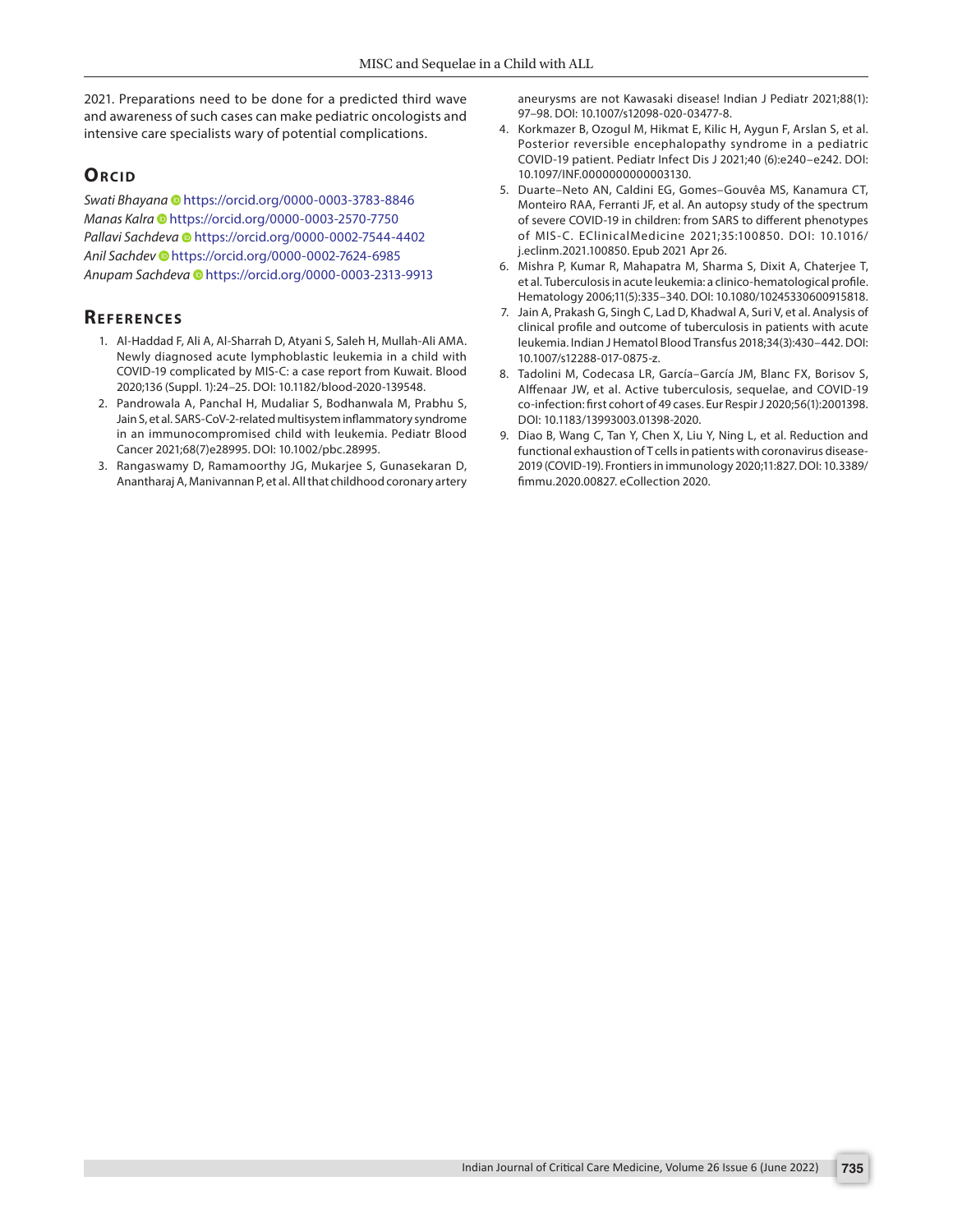2021. Preparations need to be done for a predicted third wave and awareness of such cases can make pediatric oncologists and intensive care specialists wary of potential complications.

## Orcid

*Swati Bhayana* https://orcid.org/0000-0003-3783-8846
*Manas Kalra* https://orcid.org/0000-0003-2570-7750
*Pallavi Sachdeva* https://orcid.org/0000-0002-7544-4402
*Anil Sachdev* https://orcid.org/0000-0002-7624-6985
*Anupam Sachdeva* https://orcid.org/0000-0003-2313-9913

## References

1. Al-Haddad F, Ali A, Al-Sharrah D, Atyani S, Saleh H, Mullah-Ali AMA. Newly diagnosed acute lymphoblastic leukemia in a child with COVID-19 complicated by MIS-C: a case report from Kuwait. Blood 2020;136 (Suppl. 1):24–25. DOI: 10.1182/blood-2020-139548.
2. Pandrowala A, Panchal H, Mudaliar S, Bodhanwala M, Prabhu S, Jain S, et al. SARS-CoV-2-related multisystem inflammatory syndrome in an immunocompromised child with leukemia. Pediatr Blood Cancer 2021;68(7)e28995. DOI: 10.1002/pbc.28995.
3. Rangaswamy D, Ramamoorthy JG, Mukarjee S, Gunasekaran D, Anantharaj A, Manivannan P, et al. All that childhood coronary artery aneurysms are not Kawasaki disease! Indian J Pediatr 2021;88(1): 97–98. DOI: 10.1007/s12098-020-03477-8.
4. Korkmazer B, Ozogul M, Hikmat E, Kilic H, Aygun F, Arslan S, et al. Posterior reversible encephalopathy syndrome in a pediatric COVID-19 patient. Pediatr Infect Dis J 2021;40 (6):e240–e242. DOI: 10.1097/INF.0000000000003130.
5. Duarte–Neto AN, Caldini EG, Gomes–Gouvêa MS, Kanamura CT, Monteiro RAA, Ferranti JF, et al. An autopsy study of the spectrum of severe COVID-19 in children: from SARS to different phenotypes of MIS-C. EClinicalMedicine 2021;35:100850. DOI: 10.1016/j.eclinm.2021.100850. Epub 2021 Apr 26.
6. Mishra P, Kumar R, Mahapatra M, Sharma S, Dixit A, Chaterjee T, et al. Tuberculosis in acute leukemia: a clinico-hematological profile. Hematology 2006;11(5):335–340. DOI: 10.1080/10245330600915818.
7. Jain A, Prakash G, Singh C, Lad D, Khadwal A, Suri V, et al. Analysis of clinical profile and outcome of tuberculosis in patients with acute leukemia. Indian J Hematol Blood Transfus 2018;34(3):430–442. DOI: 10.1007/s12288-017-0875-z.
8. Tadolini M, Codecasa LR, García–García JM, Blanc FX, Borisov S, Alffenaar JW, et al. Active tuberculosis, sequelae, and COVID-19 co-infection: first cohort of 49 cases. Eur Respir J 2020;56(1):2001398. DOI: 10.1183/13993003.01398-2020.
9. Diao B, Wang C, Tan Y, Chen X, Liu Y, Ning L, et al. Reduction and functional exhaustion of T cells in patients with coronavirus disease-2019 (COVID-19). Frontiers in immunology 2020;11:827. DOI: 10.3389/fimmu.2020.00827. eCollection 2020.